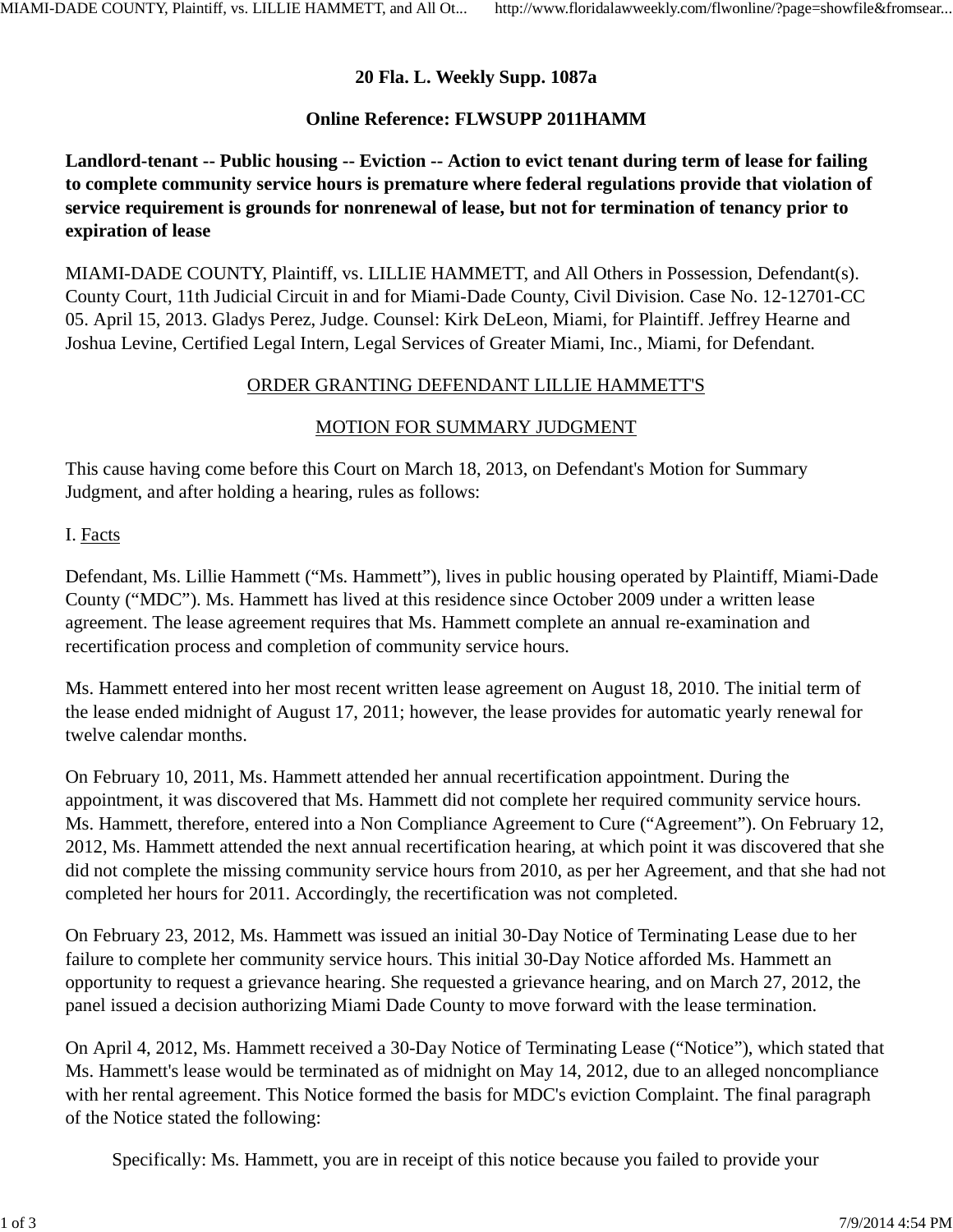**20 Fla. L. Weekly Supp. 1087a**

**Online Reference: FLWSUPP 2011HAMM**

**Landlord-tenant -- Public housing -- Eviction -- Action to evict tenant during term of lease for failing to complete community service hours is premature where federal regulations provide that violation of service requirement is grounds for nonrenewal of lease, but not for termination of tenancy prior to expiration of lease**

MIAMI-DADE COUNTY, Plaintiff, vs. LILLIE HAMMETT, and All Others in Possession, Defendant(s). County Court, 11th Judicial Circuit in and for Miami-Dade County, Civil Division. Case No. 12-12701-CC 05. April 15, 2013. Gladys Perez, Judge. Counsel: Kirk DeLeon, Miami, for Plaintiff. Jeffrey Hearne and Joshua Levine, Certified Legal Intern, Legal Services of Greater Miami, Inc., Miami, for Defendant.

ORDER GRANTING DEFENDANT LILLIE HAMMETT'S

MOTION FOR SUMMARY JUDGMENT

This cause having come before this Court on March 18, 2013, on Defendant's Motion for Summary Judgment, and after holding a hearing, rules as follows:

I. Facts

Defendant, Ms. Lillie Hammett ("Ms. Hammett"), lives in public housing operated by Plaintiff, Miami-Dade County ("MDC"). Ms. Hammett has lived at this residence since October 2009 under a written lease agreement. The lease agreement requires that Ms. Hammett complete an annual re-examination and recertification process and completion of community service hours.

Ms. Hammett entered into her most recent written lease agreement on August 18, 2010. The initial term of the lease ended midnight of August 17, 2011; however, the lease provides for automatic yearly renewal for twelve calendar months.

On February 10, 2011, Ms. Hammett attended her annual recertification appointment. During the appointment, it was discovered that Ms. Hammett did not complete her required community service hours. Ms. Hammett, therefore, entered into a Non Compliance Agreement to Cure ("Agreement"). On February 12, 2012, Ms. Hammett attended the next annual recertification hearing, at which point it was discovered that she did not complete the missing community service hours from 2010, as per her Agreement, and that she had not completed her hours for 2011. Accordingly, the recertification was not completed.

On February 23, 2012, Ms. Hammett was issued an initial 30-Day Notice of Terminating Lease due to her failure to complete her community service hours. This initial 30-Day Notice afforded Ms. Hammett an opportunity to request a grievance hearing. She requested a grievance hearing, and on March 27, 2012, the panel issued a decision authorizing Miami Dade County to move forward with the lease termination.

On April 4, 2012, Ms. Hammett received a 30-Day Notice of Terminating Lease ("Notice"), which stated that Ms. Hammett's lease would be terminated as of midnight on May 14, 2012, due to an alleged noncompliance with her rental agreement. This Notice formed the basis for MDC's eviction Complaint. The final paragraph of the Notice stated the following:

> Specifically: Ms. Hammett, you are in receipt of this notice because you failed to provide your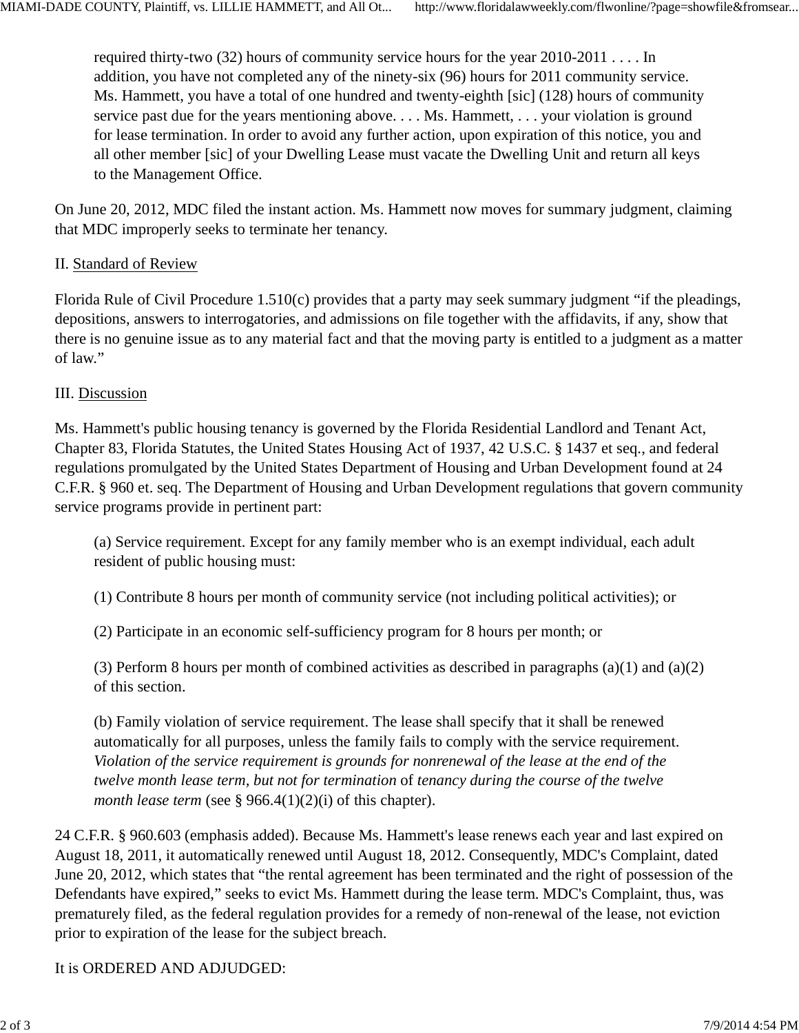> required thirty-two (32) hours of community service hours for the year 2010-2011 . . . . In addition, you have not completed any of the ninety-six (96) hours for 2011 community service. Ms. Hammett, you have a total of one hundred and twenty-eighth [sic] (128) hours of community service past due for the years mentioning above. . . . Ms. Hammett, . . . your violation is ground for lease termination. In order to avoid any further action, upon expiration of this notice, you and all other member [sic] of your Dwelling Lease must vacate the Dwelling Unit and return all keys to the Management Office.

On June 20, 2012, MDC filed the instant action. Ms. Hammett now moves for summary judgment, claiming that MDC improperly seeks to terminate her tenancy.

II. Standard of Review

Florida Rule of Civil Procedure 1.510(c) provides that a party may seek summary judgment "if the pleadings, depositions, answers to interrogatories, and admissions on file together with the affidavits, if any, show that there is no genuine issue as to any material fact and that the moving party is entitled to a judgment as a matter of law."

III. Discussion

Ms. Hammett's public housing tenancy is governed by the Florida Residential Landlord and Tenant Act, Chapter 83, Florida Statutes, the United States Housing Act of 1937, 42 U.S.C. § 1437 et seq., and federal regulations promulgated by the United States Department of Housing and Urban Development found at 24 C.F.R. § 960 et. seq. The Department of Housing and Urban Development regulations that govern community service programs provide in pertinent part:

> (a) Service requirement. Except for any family member who is an exempt individual, each adult resident of public housing must:
>
> (1) Contribute 8 hours per month of community service (not including political activities); or
>
> (2) Participate in an economic self-sufficiency program for 8 hours per month; or
>
> (3) Perform 8 hours per month of combined activities as described in paragraphs (a)(1) and (a)(2) of this section.
>
> (b) Family violation of service requirement. The lease shall specify that it shall be renewed automatically for all purposes, unless the family fails to comply with the service requirement. *Violation of the service requirement is grounds for nonrenewal of the lease at the end of the twelve month lease term, but not for termination* of *tenancy during the course of the twelve month lease term* (see § 966.4(1)(2)(i) of this chapter).

24 C.F.R. § 960.603 (emphasis added). Because Ms. Hammett's lease renews each year and last expired on August 18, 2011, it automatically renewed until August 18, 2012. Consequently, MDC's Complaint, dated June 20, 2012, which states that "the rental agreement has been terminated and the right of possession of the Defendants have expired," seeks to evict Ms. Hammett during the lease term. MDC's Complaint, thus, was prematurely filed, as the federal regulation provides for a remedy of non-renewal of the lease, not eviction prior to expiration of the lease for the subject breach.

It is ORDERED AND ADJUDGED: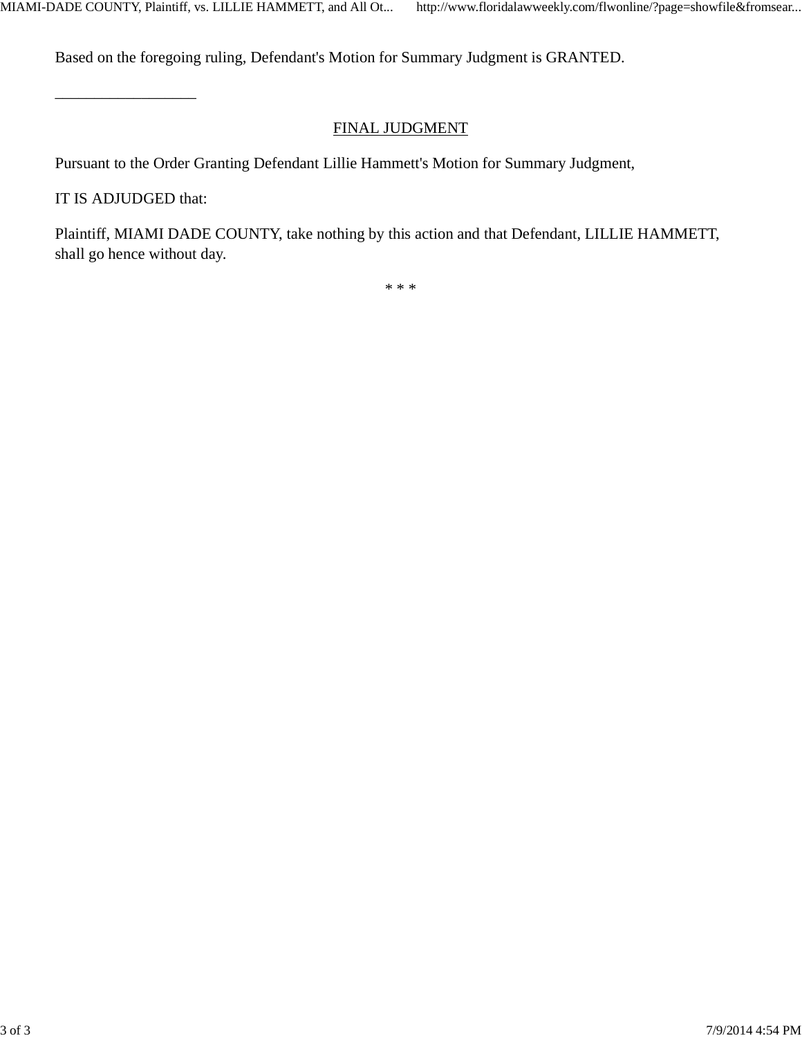Based on the foregoing ruling, Defendant's Motion for Summary Judgment is GRANTED.

__________________

FINAL JUDGMENT

Pursuant to the Order Granting Defendant Lillie Hammett's Motion for Summary Judgment,

IT IS ADJUDGED that:

Plaintiff, MIAMI DADE COUNTY, take nothing by this action and that Defendant, LILLIE HAMMETT, shall go hence without day.

* * *